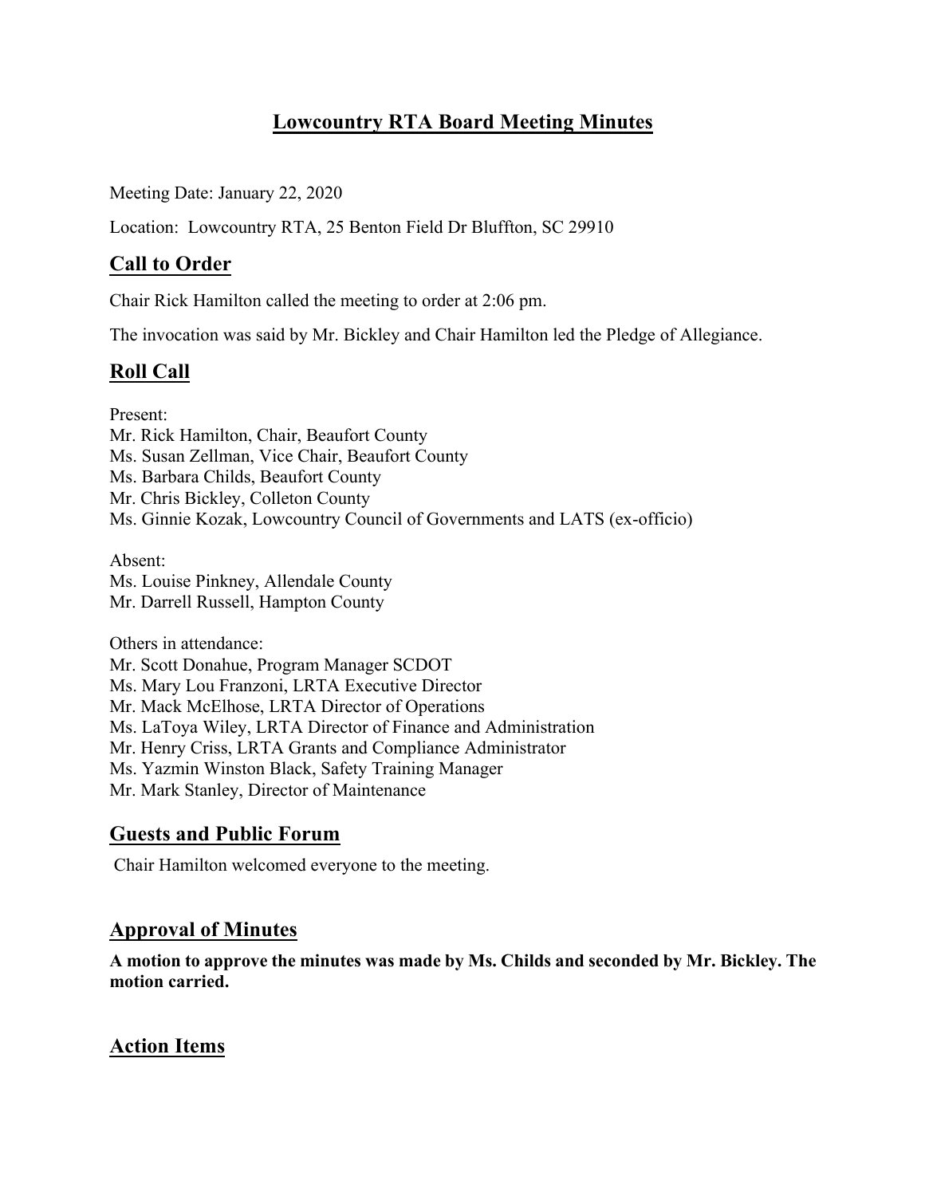# Lowcountry RTA Board Meeting Minutes

Meeting Date: January 22, 2020

Location: Lowcountry RTA, 25 Benton Field Dr Bluffton, SC 29910

## Call to Order

Chair Rick Hamilton called the meeting to order at 2:06 pm.

The invocation was said by Mr. Bickley and Chair Hamilton led the Pledge of Allegiance.

## Roll Call

Present:
Mr. Rick Hamilton, Chair, Beaufort County
Ms. Susan Zellman, Vice Chair, Beaufort County
Ms. Barbara Childs, Beaufort County
Mr. Chris Bickley, Colleton County
Ms. Ginnie Kozak, Lowcountry Council of Governments and LATS (ex-officio)

Absent:
Ms. Louise Pinkney, Allendale County
Mr. Darrell Russell, Hampton County

Others in attendance:
Mr. Scott Donahue, Program Manager SCDOT
Ms. Mary Lou Franzoni, LRTA Executive Director
Mr. Mack McElhose, LRTA Director of Operations
Ms. LaToya Wiley, LRTA Director of Finance and Administration
Mr. Henry Criss, LRTA Grants and Compliance Administrator
Ms. Yazmin Winston Black, Safety Training Manager
Mr. Mark Stanley, Director of Maintenance

## Guests and Public Forum

Chair Hamilton welcomed everyone to the meeting.

## Approval of Minutes

**A motion to approve the minutes was made by Ms. Childs and seconded by Mr. Bickley. The motion carried.**

## Action Items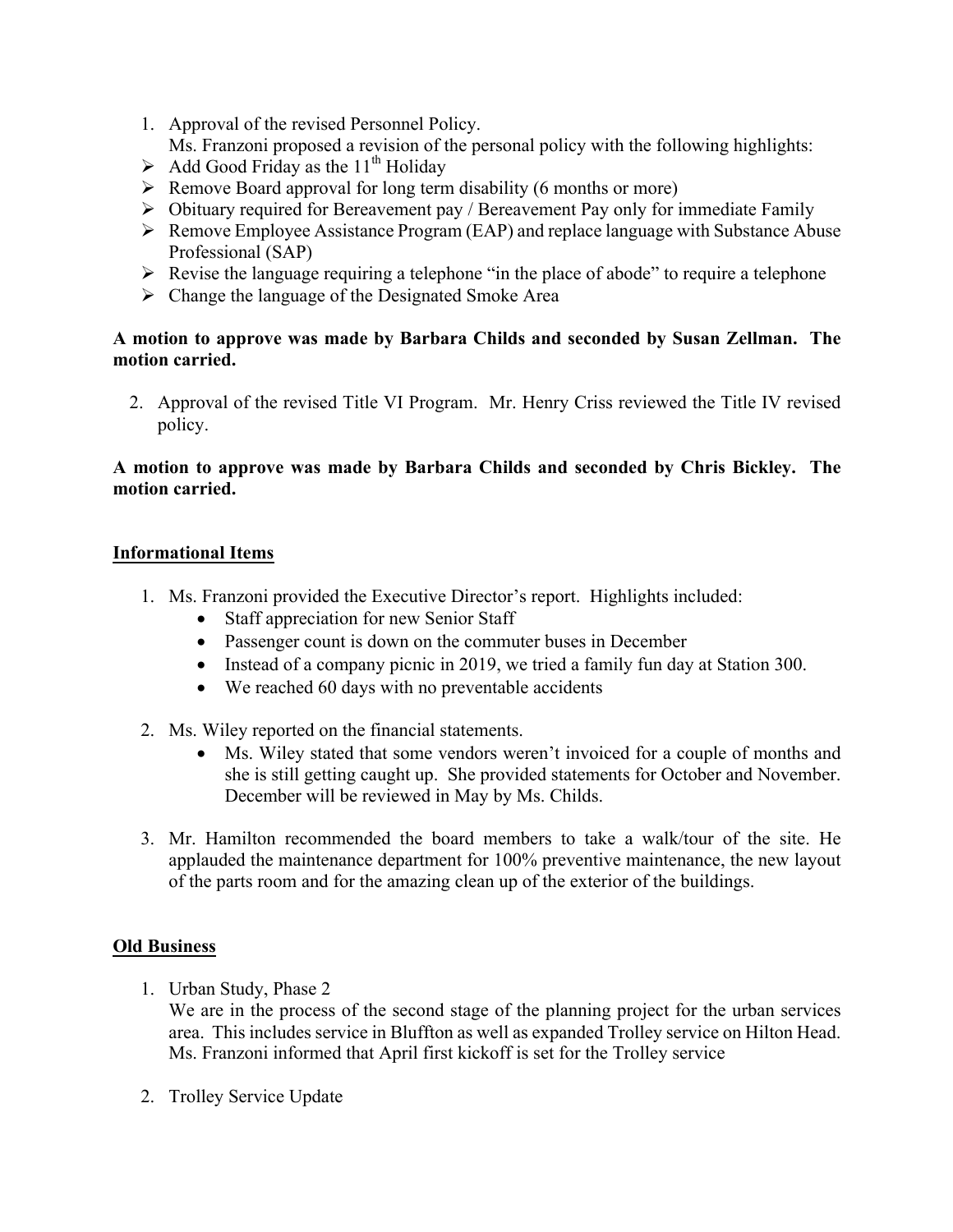1. Approval of the revised Personnel Policy.
   Ms. Franzoni proposed a revision of the personal policy with the following highlights:

- Add Good Friday as the 11th Holiday
- Remove Board approval for long term disability (6 months or more)
- Obituary required for Bereavement pay / Bereavement Pay only for immediate Family
- Remove Employee Assistance Program (EAP) and replace language with Substance Abuse Professional (SAP)
- Revise the language requiring a telephone "in the place of abode" to require a telephone
- Change the language of the Designated Smoke Area

**A motion to approve was made by Barbara Childs and seconded by Susan Zellman. The motion carried.**

2. Approval of the revised Title VI Program. Mr. Henry Criss reviewed the Title IV revised policy.

**A motion to approve was made by Barbara Childs and seconded by Chris Bickley. The motion carried.**

## Informational Items

1. Ms. Franzoni provided the Executive Director's report. Highlights included:
   - Staff appreciation for new Senior Staff
   - Passenger count is down on the commuter buses in December
   - Instead of a company picnic in 2019, we tried a family fun day at Station 300.
   - We reached 60 days with no preventable accidents

2. Ms. Wiley reported on the financial statements.
   - Ms. Wiley stated that some vendors weren't invoiced for a couple of months and she is still getting caught up. She provided statements for October and November. December will be reviewed in May by Ms. Childs.

3. Mr. Hamilton recommended the board members to take a walk/tour of the site. He applauded the maintenance department for 100% preventive maintenance, the new layout of the parts room and for the amazing clean up of the exterior of the buildings.

## Old Business

1. Urban Study, Phase 2
   We are in the process of the second stage of the planning project for the urban services area. This includes service in Bluffton as well as expanded Trolley service on Hilton Head. Ms. Franzoni informed that April first kickoff is set for the Trolley service

2. Trolley Service Update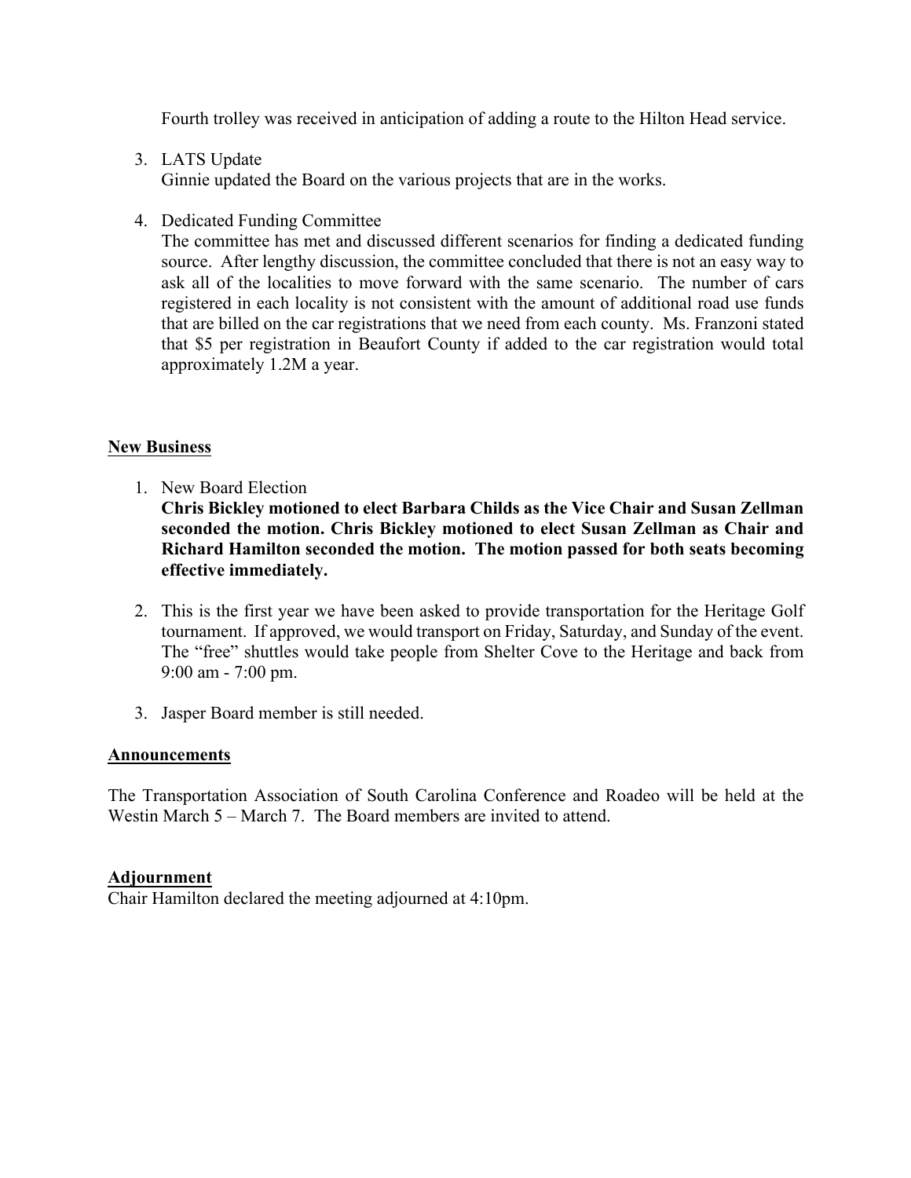Fourth trolley was received in anticipation of adding a route to the Hilton Head service.

3. LATS Update
   Ginnie updated the Board on the various projects that are in the works.

4. Dedicated Funding Committee
   The committee has met and discussed different scenarios for finding a dedicated funding source. After lengthy discussion, the committee concluded that there is not an easy way to ask all of the localities to move forward with the same scenario. The number of cars registered in each locality is not consistent with the amount of additional road use funds that are billed on the car registrations that we need from each county. Ms. Franzoni stated that $5 per registration in Beaufort County if added to the car registration would total approximately 1.2M a year.

## New Business

1. New Board Election
   **Chris Bickley motioned to elect Barbara Childs as the Vice Chair and Susan Zellman seconded the motion. Chris Bickley motioned to elect Susan Zellman as Chair and Richard Hamilton seconded the motion. The motion passed for both seats becoming effective immediately.**

2. This is the first year we have been asked to provide transportation for the Heritage Golf tournament. If approved, we would transport on Friday, Saturday, and Sunday of the event. The "free" shuttles would take people from Shelter Cove to the Heritage and back from 9:00 am - 7:00 pm.

3. Jasper Board member is still needed.

## Announcements

The Transportation Association of South Carolina Conference and Roadeo will be held at the Westin March 5 – March 7. The Board members are invited to attend.

## Adjournment

Chair Hamilton declared the meeting adjourned at 4:10pm.